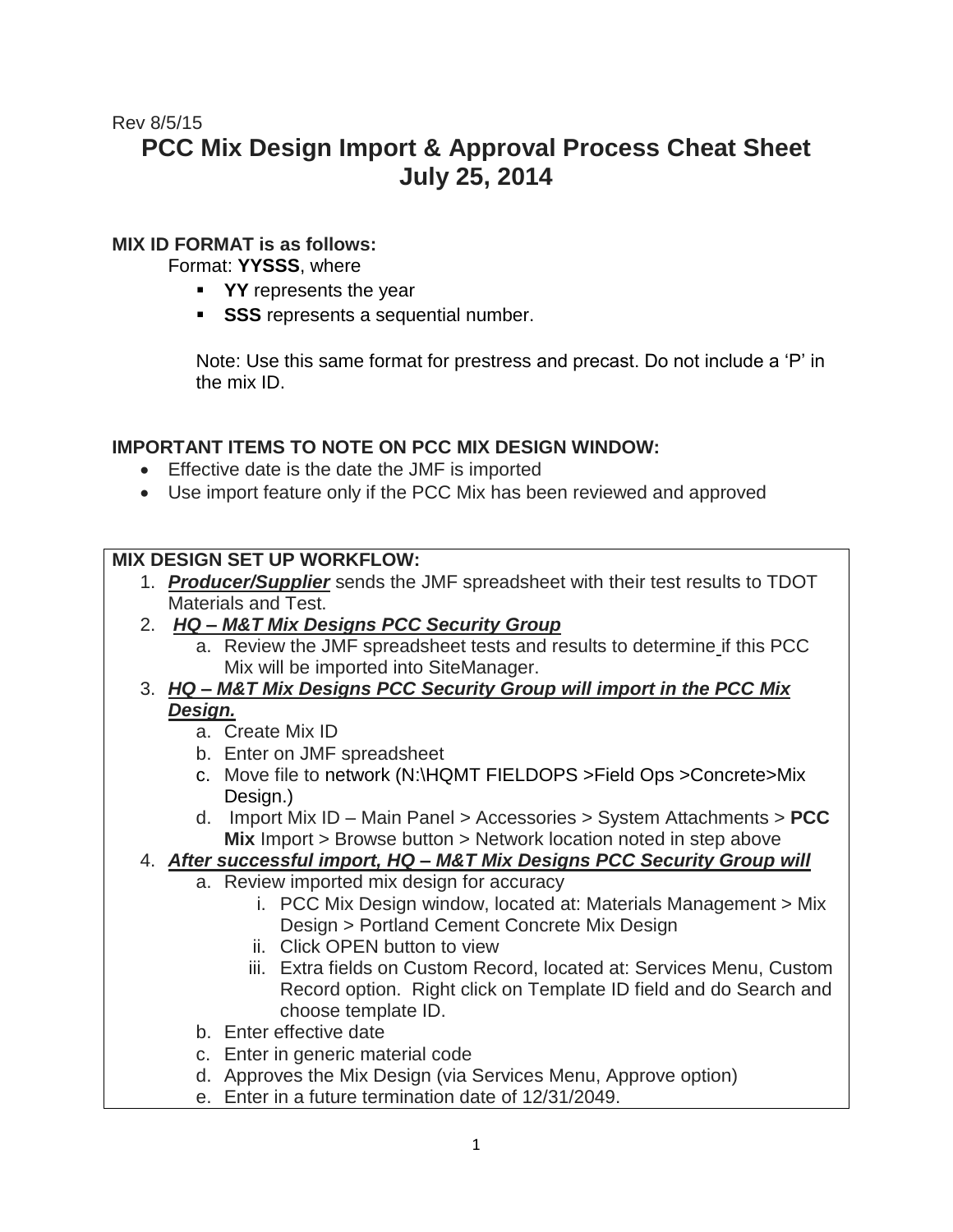Rev 8/5/15

# PCC Mix Design Import & Approval Process Cheat Sheet
# July 25, 2014

**MIX ID FORMAT is as follows:**

Format: **YYSSS**, where

- **YY** represents the year
- **SSS** represents a sequential number.

Note: Use this same format for prestress and precast. Do not include a 'P' in the mix ID.

**IMPORTANT ITEMS TO NOTE ON PCC MIX DESIGN WINDOW:**

- Effective date is the date the JMF is imported
- Use import feature only if the PCC Mix has been reviewed and approved

**MIX DESIGN SET UP WORKFLOW:**

1. ***Producer/Supplier*** sends the JMF spreadsheet with their test results to TDOT Materials and Test.
2. ***HQ – M&T Mix Designs PCC Security Group***
   a. Review the JMF spreadsheet tests and results to determine if this PCC Mix will be imported into SiteManager.
3. ***HQ – M&T Mix Designs PCC Security Group will import in the PCC Mix Design.***
   a. Create Mix ID
   b. Enter on JMF spreadsheet
   c. Move file to network (N:\HQMT FIELDOPS >Field Ops >Concrete>Mix Design.)
   d. Import Mix ID – Main Panel > Accessories > System Attachments > **PCC Mix** Import > Browse button > Network location noted in step above
4. ***After successful import, HQ – M&T Mix Designs PCC Security Group will***
   a. Review imported mix design for accuracy
      i. PCC Mix Design window, located at: Materials Management > Mix Design > Portland Cement Concrete Mix Design
      ii. Click OPEN button to view
      iii. Extra fields on Custom Record, located at: Services Menu, Custom Record option. Right click on Template ID field and do Search and choose template ID.
   b. Enter effective date
   c. Enter in generic material code
   d. Approves the Mix Design (via Services Menu, Approve option)
   e. Enter in a future termination date of 12/31/2049.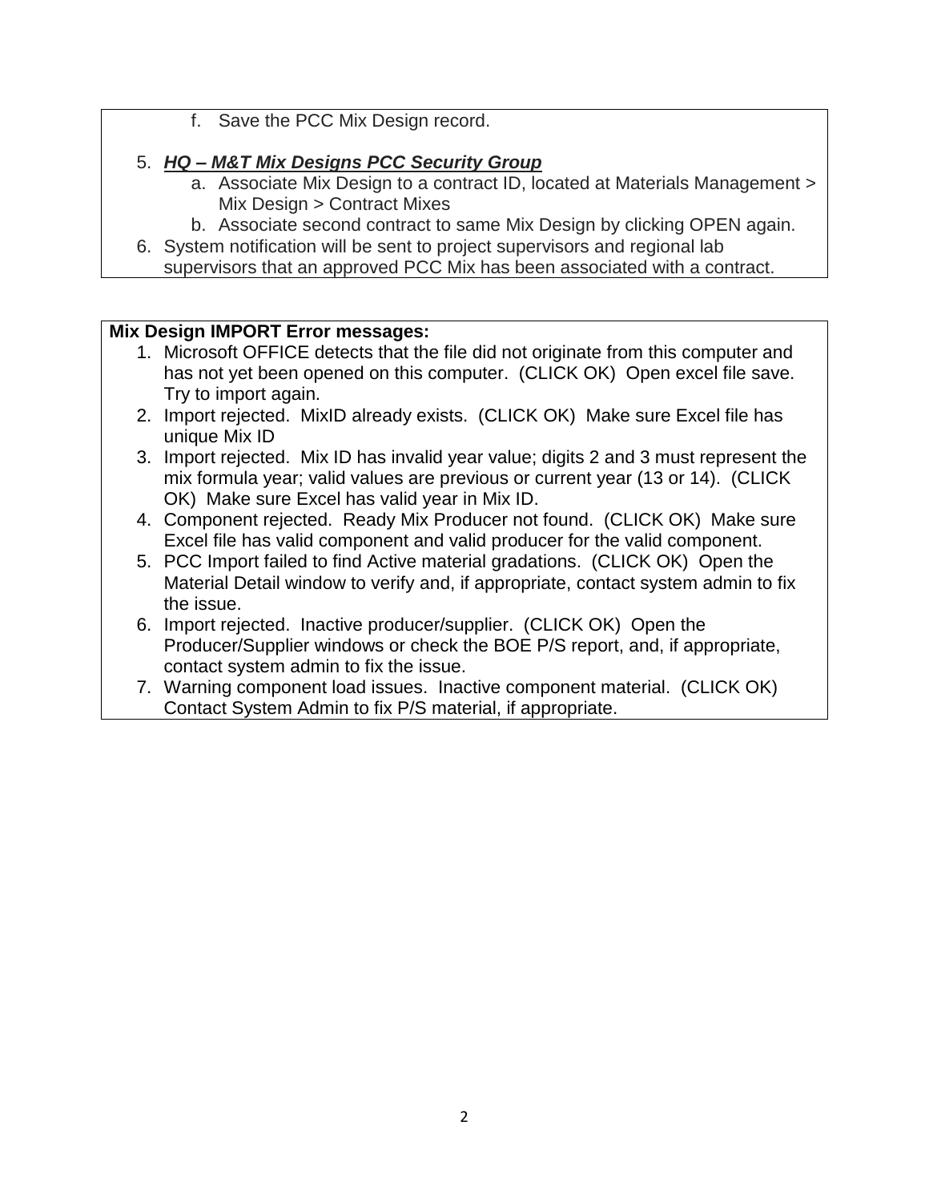f. Save the PCC Mix Design record.

5. ***HQ – M&T Mix Designs PCC Security Group***
   a. Associate Mix Design to a contract ID, located at Materials Management > Mix Design > Contract Mixes
   b. Associate second contract to same Mix Design by clicking OPEN again.
6. System notification will be sent to project supervisors and regional lab supervisors that an approved PCC Mix has been associated with a contract.

**Mix Design IMPORT Error messages:**

1. Microsoft OFFICE detects that the file did not originate from this computer and has not yet been opened on this computer. (CLICK OK) Open excel file save. Try to import again.
2. Import rejected. MixID already exists. (CLICK OK) Make sure Excel file has unique Mix ID
3. Import rejected. Mix ID has invalid year value; digits 2 and 3 must represent the mix formula year; valid values are previous or current year (13 or 14). (CLICK OK) Make sure Excel has valid year in Mix ID.
4. Component rejected. Ready Mix Producer not found. (CLICK OK) Make sure Excel file has valid component and valid producer for the valid component.
5. PCC Import failed to find Active material gradations. (CLICK OK) Open the Material Detail window to verify and, if appropriate, contact system admin to fix the issue.
6. Import rejected. Inactive producer/supplier. (CLICK OK) Open the Producer/Supplier windows or check the BOE P/S report, and, if appropriate, contact system admin to fix the issue.
7. Warning component load issues. Inactive component material. (CLICK OK) Contact System Admin to fix P/S material, if appropriate.